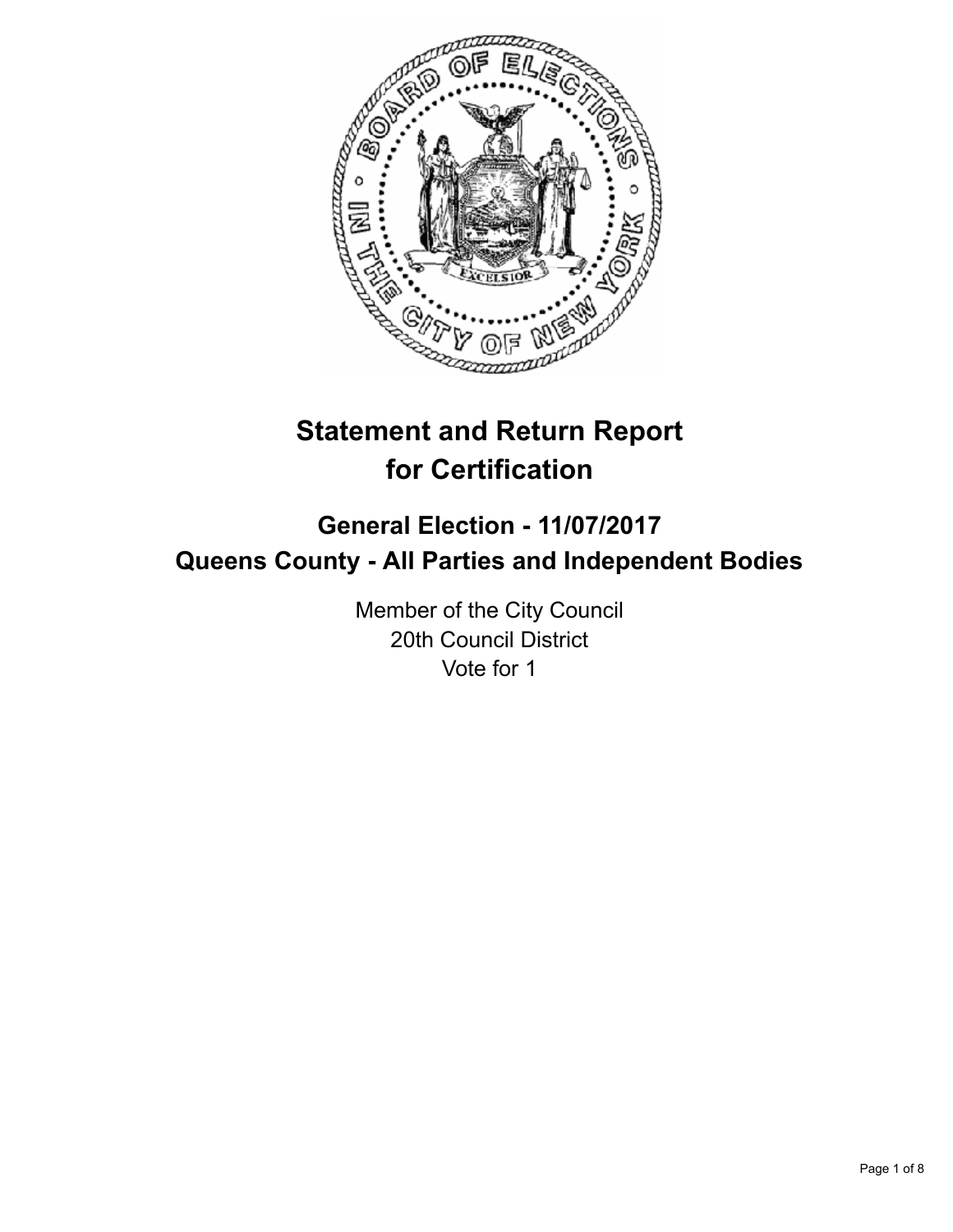# Statement and Return Report for Certification

## General Election - 11/07/2017
## Queens County - All Parties and Independent Bodies

Member of the City Council
20th Council District
Vote for 1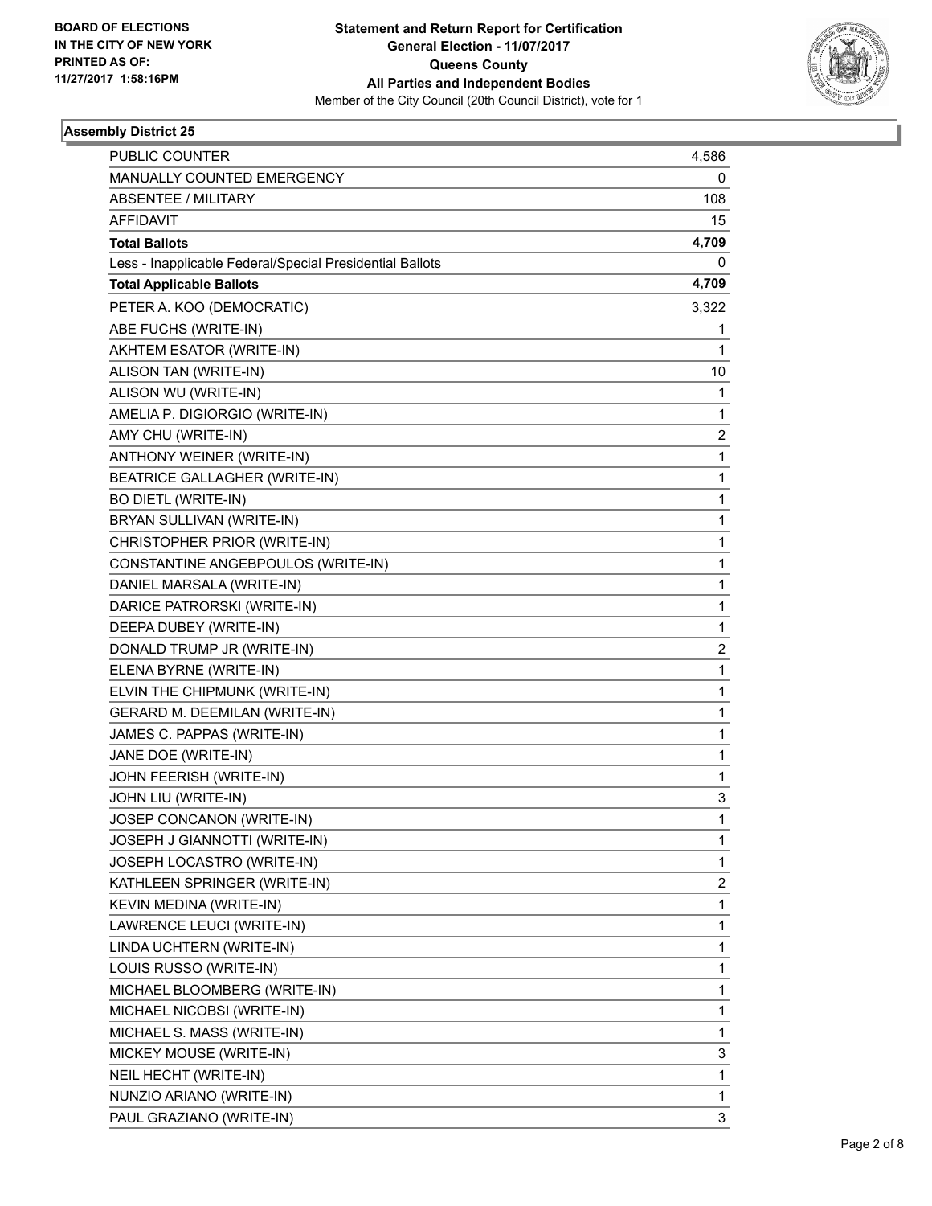**BOARD OF ELECTIONS IN THE CITY OF NEW YORK PRINTED AS OF: 11/27/2017 1:58:16PM**

**Statement and Return Report for Certification General Election - 11/07/2017 Queens County All Parties and Independent Bodies**

Member of the City Council (20th Council District), vote for 1

### Assembly District 25

| | |
|---|---|
| PUBLIC COUNTER | 4,586 |
| MANUALLY COUNTED EMERGENCY | 0 |
| ABSENTEE / MILITARY | 108 |
| AFFIDAVIT | 15 |
| **Total Ballots** | **4,709** |
| Less - Inapplicable Federal/Special Presidential Ballots | 0 |
| **Total Applicable Ballots** | **4,709** |
| PETER A. KOO (DEMOCRATIC) | 3,322 |
| ABE FUCHS (WRITE-IN) | 1 |
| AKHTEM ESATOR (WRITE-IN) | 1 |
| ALISON TAN (WRITE-IN) | 10 |
| ALISON WU (WRITE-IN) | 1 |
| AMELIA P. DIGIORGIO (WRITE-IN) | 1 |
| AMY CHU (WRITE-IN) | 2 |
| ANTHONY WEINER (WRITE-IN) | 1 |
| BEATRICE GALLAGHER (WRITE-IN) | 1 |
| BO DIETL (WRITE-IN) | 1 |
| BRYAN SULLIVAN (WRITE-IN) | 1 |
| CHRISTOPHER PRIOR (WRITE-IN) | 1 |
| CONSTANTINE ANGEBPOULOS (WRITE-IN) | 1 |
| DANIEL MARSALA (WRITE-IN) | 1 |
| DARICE PATRORSKI (WRITE-IN) | 1 |
| DEEPA DUBEY (WRITE-IN) | 1 |
| DONALD TRUMP JR (WRITE-IN) | 2 |
| ELENA BYRNE (WRITE-IN) | 1 |
| ELVIN THE CHIPMUNK (WRITE-IN) | 1 |
| GERARD M. DEEMILAN (WRITE-IN) | 1 |
| JAMES C. PAPPAS (WRITE-IN) | 1 |
| JANE DOE (WRITE-IN) | 1 |
| JOHN FEERISH (WRITE-IN) | 1 |
| JOHN LIU (WRITE-IN) | 3 |
| JOSEP CONCANON (WRITE-IN) | 1 |
| JOSEPH J GIANNOTTI (WRITE-IN) | 1 |
| JOSEPH LOCASTRO (WRITE-IN) | 1 |
| KATHLEEN SPRINGER (WRITE-IN) | 2 |
| KEVIN MEDINA (WRITE-IN) | 1 |
| LAWRENCE LEUCI (WRITE-IN) | 1 |
| LINDA UCHTERN (WRITE-IN) | 1 |
| LOUIS RUSSO (WRITE-IN) | 1 |
| MICHAEL BLOOMBERG (WRITE-IN) | 1 |
| MICHAEL NICOBSI (WRITE-IN) | 1 |
| MICHAEL S. MASS (WRITE-IN) | 1 |
| MICKEY MOUSE (WRITE-IN) | 3 |
| NEIL HECHT (WRITE-IN) | 1 |
| NUNZIO ARIANO (WRITE-IN) | 1 |
| PAUL GRAZIANO (WRITE-IN) | 3 |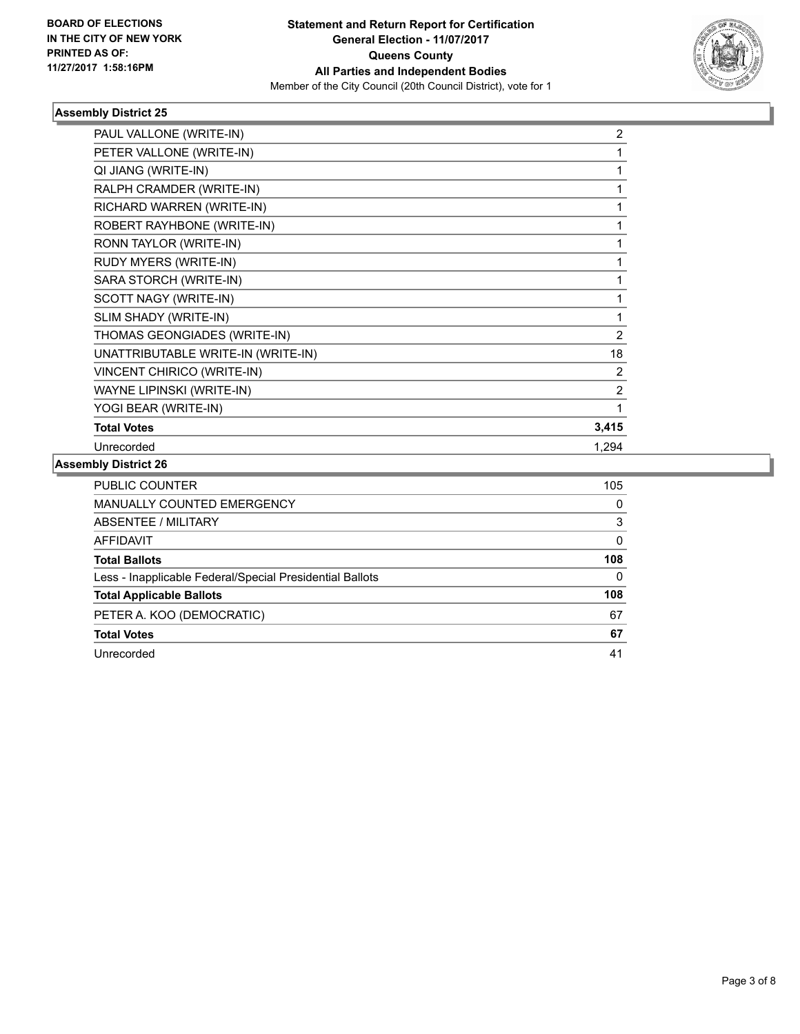**BOARD OF ELECTIONS IN THE CITY OF NEW YORK PRINTED AS OF: 11/27/2017 1:58:16PM**

**Statement and Return Report for Certification**
**General Election - 11/07/2017**
**Queens County**
**All Parties and Independent Bodies**
Member of the City Council (20th Council District), vote for 1

### Assembly District 25

| | |
|---|---|
| PAUL VALLONE (WRITE-IN) | 2 |
| PETER VALLONE (WRITE-IN) | 1 |
| QI JIANG (WRITE-IN) | 1 |
| RALPH CRAMDER (WRITE-IN) | 1 |
| RICHARD WARREN (WRITE-IN) | 1 |
| ROBERT RAYHBONE (WRITE-IN) | 1 |
| RONN TAYLOR (WRITE-IN) | 1 |
| RUDY MYERS (WRITE-IN) | 1 |
| SARA STORCH (WRITE-IN) | 1 |
| SCOTT NAGY (WRITE-IN) | 1 |
| SLIM SHADY (WRITE-IN) | 1 |
| THOMAS GEONGIADES (WRITE-IN) | 2 |
| UNATTRIBUTABLE WRITE-IN (WRITE-IN) | 18 |
| VINCENT CHIRICO (WRITE-IN) | 2 |
| WAYNE LIPINSKI (WRITE-IN) | 2 |
| YOGI BEAR (WRITE-IN) | 1 |
| **Total Votes** | **3,415** |
| Unrecorded | 1,294 |

### Assembly District 26

| | |
|---|---|
| PUBLIC COUNTER | 105 |
| MANUALLY COUNTED EMERGENCY | 0 |
| ABSENTEE / MILITARY | 3 |
| AFFIDAVIT | 0 |
| **Total Ballots** | **108** |
| Less - Inapplicable Federal/Special Presidential Ballots | 0 |
| **Total Applicable Ballots** | **108** |
| PETER A. KOO (DEMOCRATIC) | 67 |
| **Total Votes** | **67** |
| Unrecorded | 41 |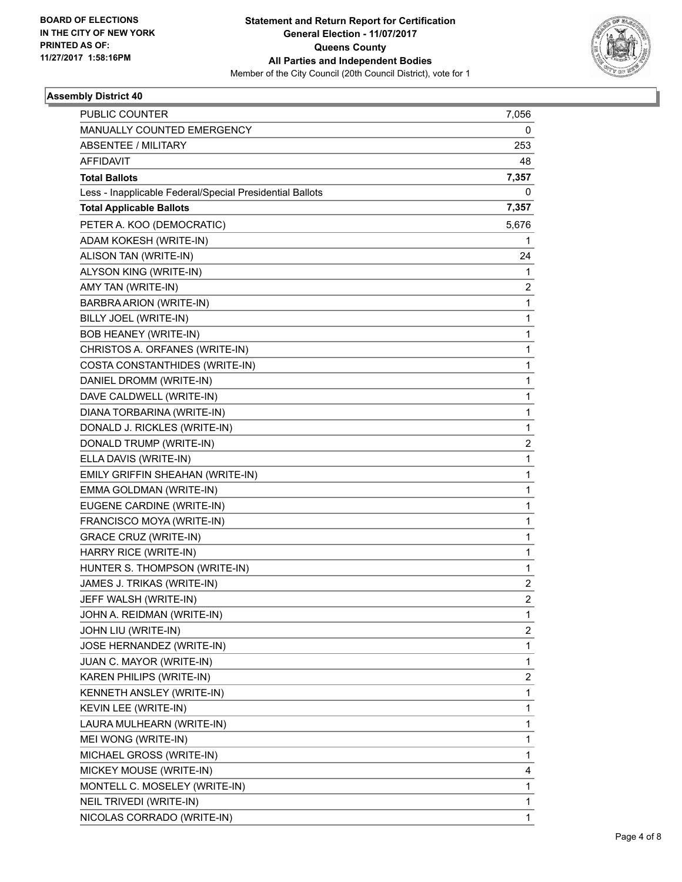BOARD OF ELECTIONS
IN THE CITY OF NEW YORK
PRINTED AS OF:
11/27/2017 1:58:16PM

**Statement and Return Report for Certification**
**General Election - 11/07/2017**
**Queens County**
**All Parties and Independent Bodies**
Member of the City Council (20th Council District), vote for 1

### Assembly District 40

| | |
|---|---|
| PUBLIC COUNTER | 7,056 |
| MANUALLY COUNTED EMERGENCY | 0 |
| ABSENTEE / MILITARY | 253 |
| AFFIDAVIT | 48 |
| **Total Ballots** | **7,357** |
| Less - Inapplicable Federal/Special Presidential Ballots | 0 |
| **Total Applicable Ballots** | **7,357** |
| PETER A. KOO (DEMOCRATIC) | 5,676 |
| ADAM KOKESH (WRITE-IN) | 1 |
| ALISON TAN (WRITE-IN) | 24 |
| ALYSON KING (WRITE-IN) | 1 |
| AMY TAN (WRITE-IN) | 2 |
| BARBRA ARION (WRITE-IN) | 1 |
| BILLY JOEL (WRITE-IN) | 1 |
| BOB HEANEY (WRITE-IN) | 1 |
| CHRISTOS A. ORFANES (WRITE-IN) | 1 |
| COSTA CONSTANTHIDES (WRITE-IN) | 1 |
| DANIEL DROMM (WRITE-IN) | 1 |
| DAVE CALDWELL (WRITE-IN) | 1 |
| DIANA TORBARINA (WRITE-IN) | 1 |
| DONALD J. RICKLES (WRITE-IN) | 1 |
| DONALD TRUMP (WRITE-IN) | 2 |
| ELLA DAVIS (WRITE-IN) | 1 |
| EMILY GRIFFIN SHEAHAN (WRITE-IN) | 1 |
| EMMA GOLDMAN (WRITE-IN) | 1 |
| EUGENE CARDINE (WRITE-IN) | 1 |
| FRANCISCO MOYA (WRITE-IN) | 1 |
| GRACE CRUZ (WRITE-IN) | 1 |
| HARRY RICE (WRITE-IN) | 1 |
| HUNTER S. THOMPSON (WRITE-IN) | 1 |
| JAMES J. TRIKAS (WRITE-IN) | 2 |
| JEFF WALSH (WRITE-IN) | 2 |
| JOHN A. REIDMAN (WRITE-IN) | 1 |
| JOHN LIU (WRITE-IN) | 2 |
| JOSE HERNANDEZ (WRITE-IN) | 1 |
| JUAN C. MAYOR (WRITE-IN) | 1 |
| KAREN PHILIPS (WRITE-IN) | 2 |
| KENNETH ANSLEY (WRITE-IN) | 1 |
| KEVIN LEE (WRITE-IN) | 1 |
| LAURA MULHEARN (WRITE-IN) | 1 |
| MEI WONG (WRITE-IN) | 1 |
| MICHAEL GROSS (WRITE-IN) | 1 |
| MICKEY MOUSE (WRITE-IN) | 4 |
| MONTELL C. MOSELEY (WRITE-IN) | 1 |
| NEIL TRIVEDI (WRITE-IN) | 1 |
| NICOLAS CORRADO (WRITE-IN) | 1 |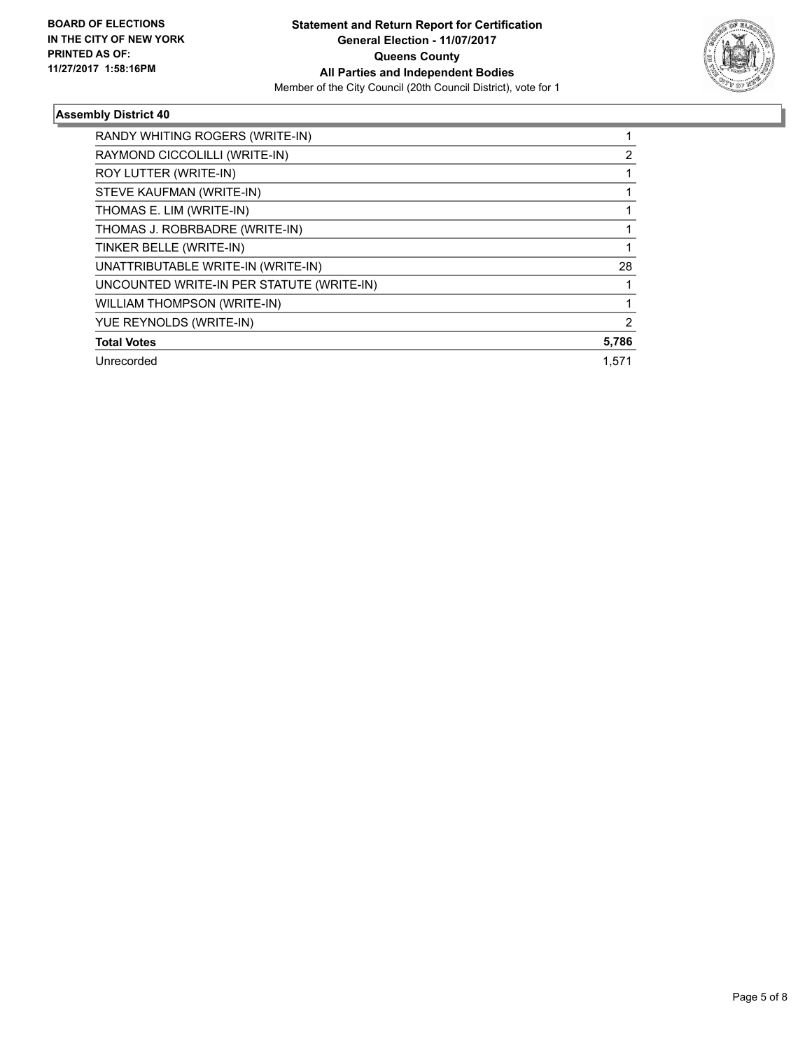**BOARD OF ELECTIONS IN THE CITY OF NEW YORK PRINTED AS OF: 11/27/2017 1:58:16PM**

**Statement and Return Report for Certification**
**General Election - 11/07/2017**
**Queens County**
**All Parties and Independent Bodies**
Member of the City Council (20th Council District), vote for 1

### Assembly District 40

| | |
|---|---|
| RANDY WHITING ROGERS (WRITE-IN) | 1 |
| RAYMOND CICCOLILLI (WRITE-IN) | 2 |
| ROY LUTTER (WRITE-IN) | 1 |
| STEVE KAUFMAN (WRITE-IN) | 1 |
| THOMAS E. LIM (WRITE-IN) | 1 |
| THOMAS J. ROBRBADRE (WRITE-IN) | 1 |
| TINKER BELLE (WRITE-IN) | 1 |
| UNATTRIBUTABLE WRITE-IN (WRITE-IN) | 28 |
| UNCOUNTED WRITE-IN PER STATUTE (WRITE-IN) | 1 |
| WILLIAM THOMPSON (WRITE-IN) | 1 |
| YUE REYNOLDS (WRITE-IN) | 2 |
| **Total Votes** | **5,786** |
| Unrecorded | 1,571 |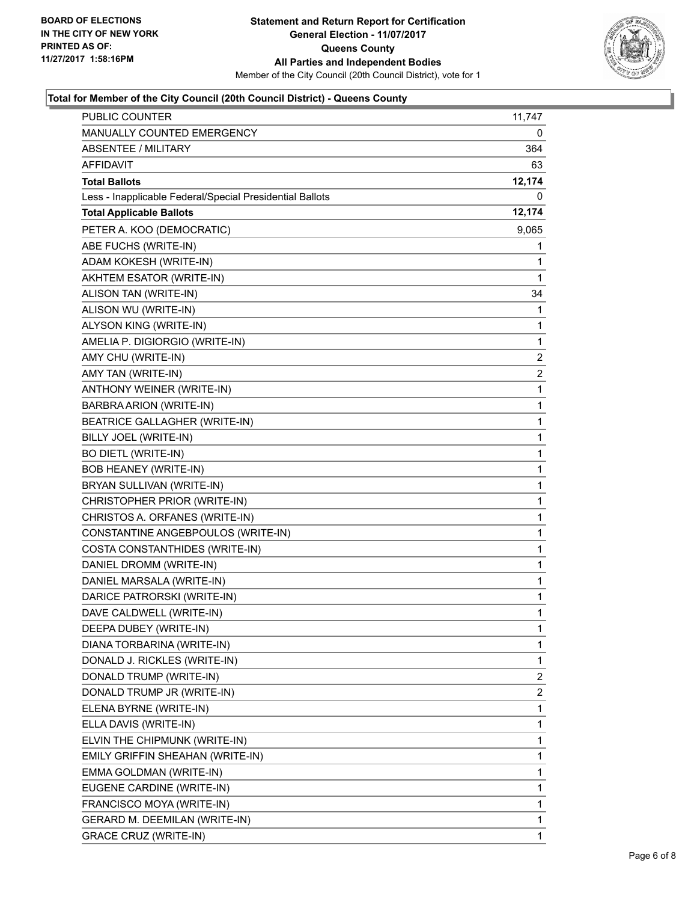BOARD OF ELECTIONS
IN THE CITY OF NEW YORK
PRINTED AS OF:
11/27/2017 1:58:16PM

**Statement and Return Report for Certification**
**General Election - 11/07/2017**
**Queens County**
**All Parties and Independent Bodies**
Member of the City Council (20th Council District), vote for 1

### Total for Member of the City Council (20th Council District) - Queens County

| | |
|---|---|
| PUBLIC COUNTER | 11,747 |
| MANUALLY COUNTED EMERGENCY | 0 |
| ABSENTEE / MILITARY | 364 |
| AFFIDAVIT | 63 |
| **Total Ballots** | **12,174** |
| Less - Inapplicable Federal/Special Presidential Ballots | 0 |
| **Total Applicable Ballots** | **12,174** |
| PETER A. KOO (DEMOCRATIC) | 9,065 |
| ABE FUCHS (WRITE-IN) | 1 |
| ADAM KOKESH (WRITE-IN) | 1 |
| AKHTEM ESATOR (WRITE-IN) | 1 |
| ALISON TAN (WRITE-IN) | 34 |
| ALISON WU (WRITE-IN) | 1 |
| ALYSON KING (WRITE-IN) | 1 |
| AMELIA P. DIGIORGIO (WRITE-IN) | 1 |
| AMY CHU (WRITE-IN) | 2 |
| AMY TAN (WRITE-IN) | 2 |
| ANTHONY WEINER (WRITE-IN) | 1 |
| BARBRA ARION (WRITE-IN) | 1 |
| BEATRICE GALLAGHER (WRITE-IN) | 1 |
| BILLY JOEL (WRITE-IN) | 1 |
| BO DIETL (WRITE-IN) | 1 |
| BOB HEANEY (WRITE-IN) | 1 |
| BRYAN SULLIVAN (WRITE-IN) | 1 |
| CHRISTOPHER PRIOR (WRITE-IN) | 1 |
| CHRISTOS A. ORFANES (WRITE-IN) | 1 |
| CONSTANTINE ANGEBPOULOS (WRITE-IN) | 1 |
| COSTA CONSTANTHIDES (WRITE-IN) | 1 |
| DANIEL DROMM (WRITE-IN) | 1 |
| DANIEL MARSALA (WRITE-IN) | 1 |
| DARICE PATRORSKI (WRITE-IN) | 1 |
| DAVE CALDWELL (WRITE-IN) | 1 |
| DEEPA DUBEY (WRITE-IN) | 1 |
| DIANA TORBARINA (WRITE-IN) | 1 |
| DONALD J. RICKLES (WRITE-IN) | 1 |
| DONALD TRUMP (WRITE-IN) | 2 |
| DONALD TRUMP JR (WRITE-IN) | 2 |
| ELENA BYRNE (WRITE-IN) | 1 |
| ELLA DAVIS (WRITE-IN) | 1 |
| ELVIN THE CHIPMUNK (WRITE-IN) | 1 |
| EMILY GRIFFIN SHEAHAN (WRITE-IN) | 1 |
| EMMA GOLDMAN (WRITE-IN) | 1 |
| EUGENE CARDINE (WRITE-IN) | 1 |
| FRANCISCO MOYA (WRITE-IN) | 1 |
| GERARD M. DEEMILAN (WRITE-IN) | 1 |
| GRACE CRUZ (WRITE-IN) | 1 |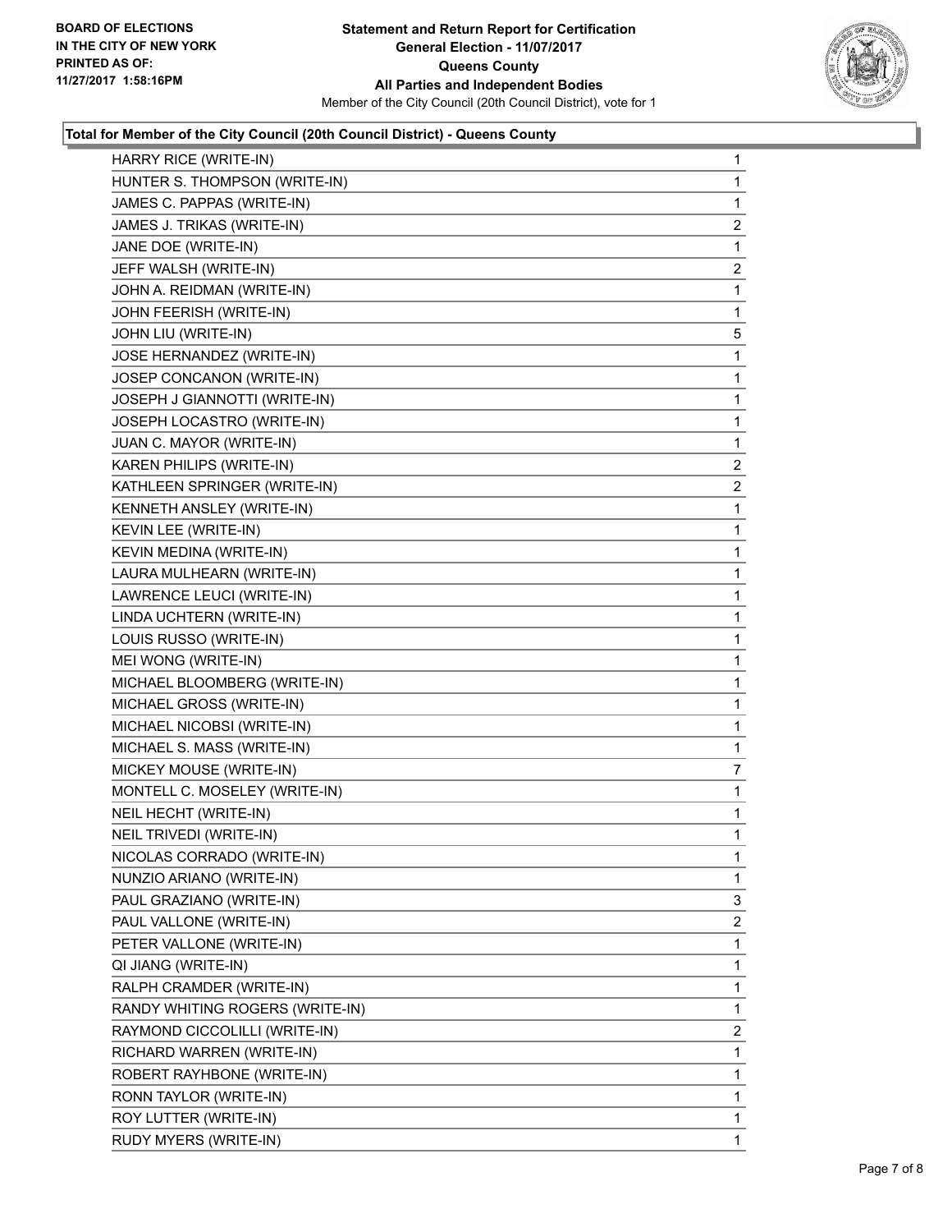**BOARD OF ELECTIONS IN THE CITY OF NEW YORK PRINTED AS OF: 11/27/2017 1:58:16PM**

# Statement and Return Report for Certification
## General Election - 11/07/2017
## Queens County
## All Parties and Independent Bodies
Member of the City Council (20th Council District), vote for 1

### Total for Member of the City Council (20th Council District) - Queens County

| Candidate | Votes |
|---|---|
| HARRY RICE (WRITE-IN) | 1 |
| HUNTER S. THOMPSON (WRITE-IN) | 1 |
| JAMES C. PAPPAS (WRITE-IN) | 1 |
| JAMES J. TRIKAS (WRITE-IN) | 2 |
| JANE DOE (WRITE-IN) | 1 |
| JEFF WALSH (WRITE-IN) | 2 |
| JOHN A. REIDMAN (WRITE-IN) | 1 |
| JOHN FEERISH (WRITE-IN) | 1 |
| JOHN LIU (WRITE-IN) | 5 |
| JOSE HERNANDEZ (WRITE-IN) | 1 |
| JOSEP CONCANON (WRITE-IN) | 1 |
| JOSEPH J GIANNOTTI (WRITE-IN) | 1 |
| JOSEPH LOCASTRO (WRITE-IN) | 1 |
| JUAN C. MAYOR (WRITE-IN) | 1 |
| KAREN PHILIPS (WRITE-IN) | 2 |
| KATHLEEN SPRINGER (WRITE-IN) | 2 |
| KENNETH ANSLEY (WRITE-IN) | 1 |
| KEVIN LEE (WRITE-IN) | 1 |
| KEVIN MEDINA (WRITE-IN) | 1 |
| LAURA MULHEARN (WRITE-IN) | 1 |
| LAWRENCE LEUCI (WRITE-IN) | 1 |
| LINDA UCHTERN (WRITE-IN) | 1 |
| LOUIS RUSSO (WRITE-IN) | 1 |
| MEI WONG (WRITE-IN) | 1 |
| MICHAEL BLOOMBERG (WRITE-IN) | 1 |
| MICHAEL GROSS (WRITE-IN) | 1 |
| MICHAEL NICOBSI (WRITE-IN) | 1 |
| MICHAEL S. MASS (WRITE-IN) | 1 |
| MICKEY MOUSE (WRITE-IN) | 7 |
| MONTELL C. MOSELEY (WRITE-IN) | 1 |
| NEIL HECHT (WRITE-IN) | 1 |
| NEIL TRIVEDI (WRITE-IN) | 1 |
| NICOLAS CORRADO (WRITE-IN) | 1 |
| NUNZIO ARIANO (WRITE-IN) | 1 |
| PAUL GRAZIANO (WRITE-IN) | 3 |
| PAUL VALLONE (WRITE-IN) | 2 |
| PETER VALLONE (WRITE-IN) | 1 |
| QI JIANG (WRITE-IN) | 1 |
| RALPH CRAMDER (WRITE-IN) | 1 |
| RANDY WHITING ROGERS (WRITE-IN) | 1 |
| RAYMOND CICCOLILLI (WRITE-IN) | 2 |
| RICHARD WARREN (WRITE-IN) | 1 |
| ROBERT RAYHBONE (WRITE-IN) | 1 |
| RONN TAYLOR (WRITE-IN) | 1 |
| ROY LUTTER (WRITE-IN) | 1 |
| RUDY MYERS (WRITE-IN) | 1 |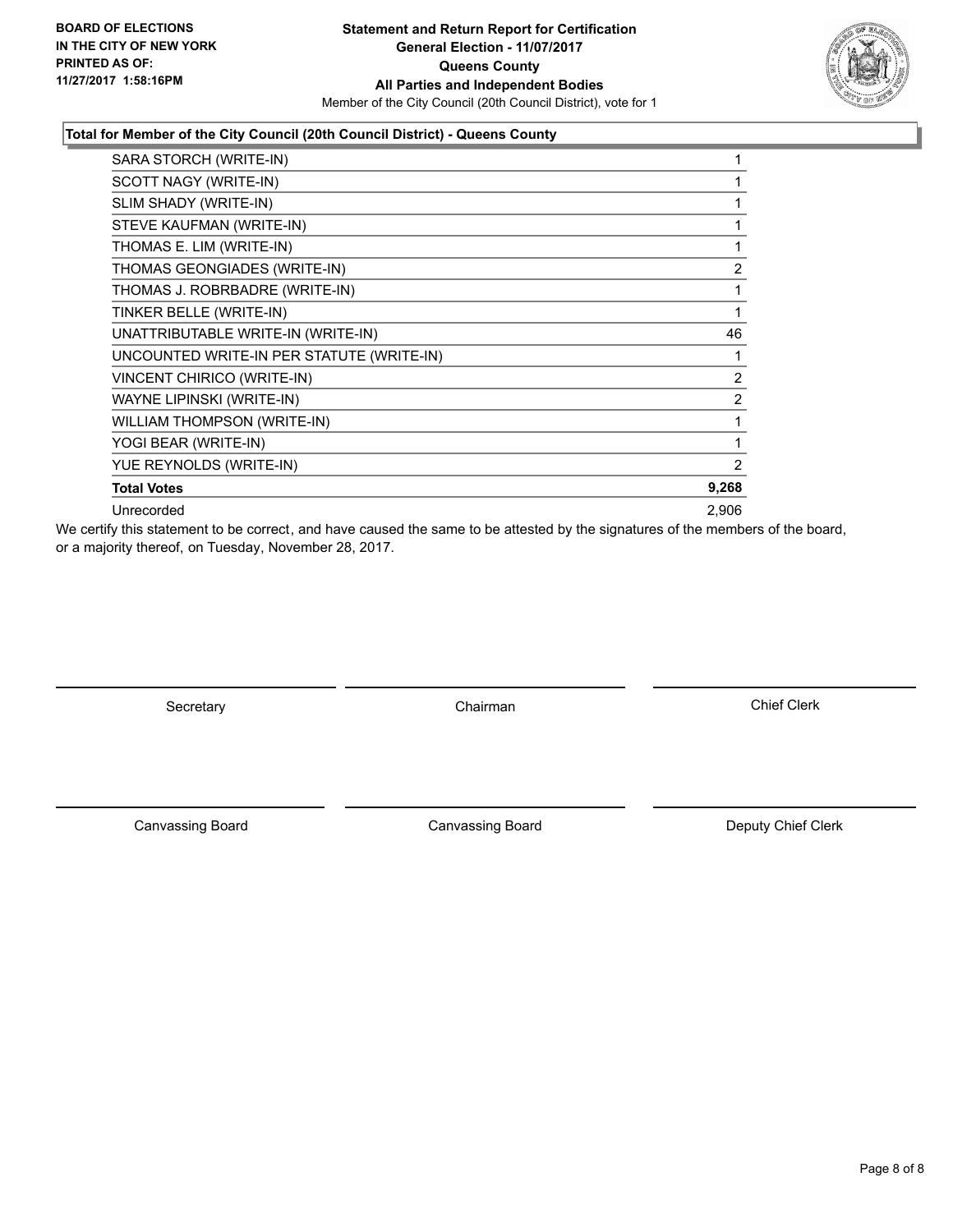**BOARD OF ELECTIONS**
**IN THE CITY OF NEW YORK**
**PRINTED AS OF:**
**11/27/2017 1:58:16PM**

**Statement and Return Report for Certification**
**General Election - 11/07/2017**
**Queens County**
**All Parties and Independent Bodies**
Member of the City Council (20th Council District), vote for 1

### Total for Member of the City Council (20th Council District) - Queens County

| | |
|---|---|
| SARA STORCH (WRITE-IN) | 1 |
| SCOTT NAGY (WRITE-IN) | 1 |
| SLIM SHADY (WRITE-IN) | 1 |
| STEVE KAUFMAN (WRITE-IN) | 1 |
| THOMAS E. LIM (WRITE-IN) | 1 |
| THOMAS GEONGIADES (WRITE-IN) | 2 |
| THOMAS J. ROBRBADRE (WRITE-IN) | 1 |
| TINKER BELLE (WRITE-IN) | 1 |
| UNATTRIBUTABLE WRITE-IN (WRITE-IN) | 46 |
| UNCOUNTED WRITE-IN PER STATUTE (WRITE-IN) | 1 |
| VINCENT CHIRICO (WRITE-IN) | 2 |
| WAYNE LIPINSKI (WRITE-IN) | 2 |
| WILLIAM THOMPSON (WRITE-IN) | 1 |
| YOGI BEAR (WRITE-IN) | 1 |
| YUE REYNOLDS (WRITE-IN) | 2 |
| **Total Votes** | **9,268** |
| Unrecorded | 2,906 |

We certify this statement to be correct, and have caused the same to be attested by the signatures of the members of the board, or a majority thereof, on Tuesday, November 28, 2017.

Secretary

Chairman

Chief Clerk

Canvassing Board

Canvassing Board

Deputy Chief Clerk